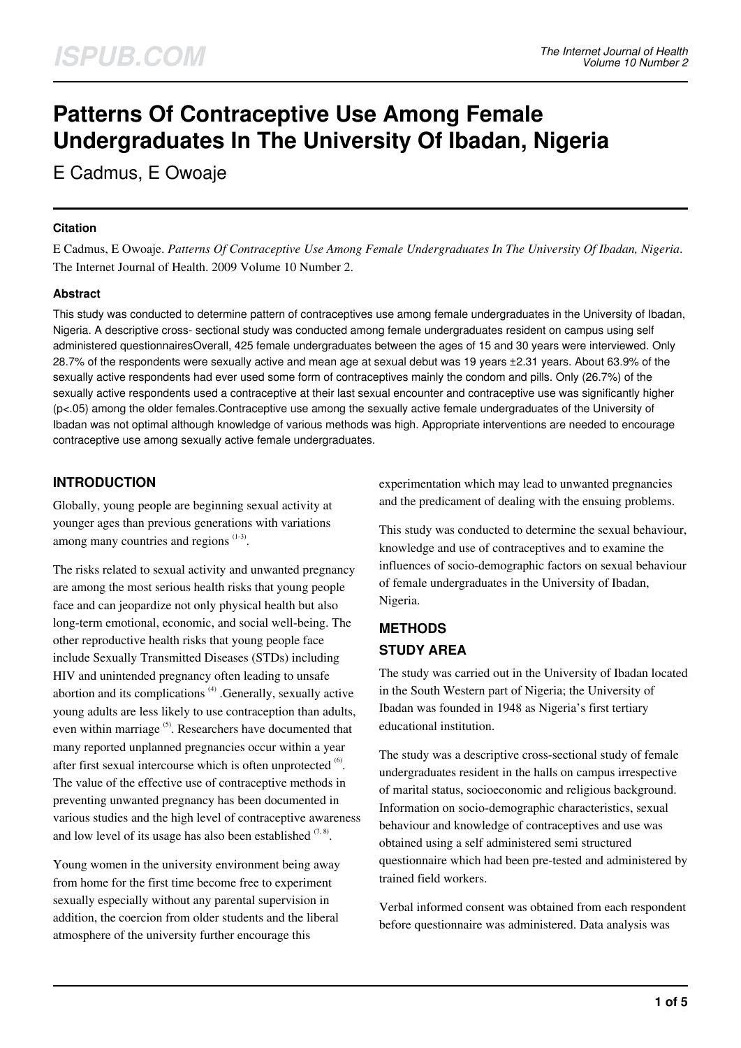# Patterns Of Contraceptive Use Among Female Undergraduates In The University Of Ibadan, Nigeria

E Cadmus, E Owoaje

### Citation

E Cadmus, E Owoaje. *Patterns Of Contraceptive Use Among Female Undergraduates In The University Of Ibadan, Nigeria*. The Internet Journal of Health. 2009 Volume 10 Number 2.

### Abstract

This study was conducted to determine pattern of contraceptives use among female undergraduates in the University of Ibadan, Nigeria. A descriptive cross- sectional study was conducted among female undergraduates resident on campus using self administered questionnairesOverall, 425 female undergraduates between the ages of 15 and 30 years were interviewed. Only 28.7% of the respondents were sexually active and mean age at sexual debut was 19 years ±2.31 years. About 63.9% of the sexually active respondents had ever used some form of contraceptives mainly the condom and pills. Only (26.7%) of the sexually active respondents used a contraceptive at their last sexual encounter and contraceptive use was significantly higher ($p<.05$) among the older females.Contraceptive use among the sexually active female undergraduates of the University of Ibadan was not optimal although knowledge of various methods was high. Appropriate interventions are needed to encourage contraceptive use among sexually active female undergraduates.

## INTRODUCTION

Globally, young people are beginning sexual activity at younger ages than previous generations with variations among many countries and regions [1-3].

The risks related to sexual activity and unwanted pregnancy are among the most serious health risks that young people face and can jeopardize not only physical health but also long-term emotional, economic, and social well-being. The other reproductive health risks that young people face include Sexually Transmitted Diseases (STDs) including HIV and unintended pregnancy often leading to unsafe abortion and its complications [4] .Generally, sexually active young adults are less likely to use contraception than adults, even within marriage [5]. Researchers have documented that many reported unplanned pregnancies occur within a year after first sexual intercourse which is often unprotected [6]. The value of the effective use of contraceptive methods in preventing unwanted pregnancy has been documented in various studies and the high level of contraceptive awareness and low level of its usage has also been established [7, 8].

Young women in the university environment being away from home for the first time become free to experiment sexually especially without any parental supervision in addition, the coercion from older students and the liberal atmosphere of the university further encourage this experimentation which may lead to unwanted pregnancies and the predicament of dealing with the ensuing problems.

This study was conducted to determine the sexual behaviour, knowledge and use of contraceptives and to examine the influences of socio-demographic factors on sexual behaviour of female undergraduates in the University of Ibadan, Nigeria.

## METHODS

## STUDY AREA

The study was carried out in the University of Ibadan located in the South Western part of Nigeria; the University of Ibadan was founded in 1948 as Nigeria's first tertiary educational institution.

The study was a descriptive cross-sectional study of female undergraduates resident in the halls on campus irrespective of marital status, socioeconomic and religious background. Information on socio-demographic characteristics, sexual behaviour and knowledge of contraceptives and use was obtained using a self administered semi structured questionnaire which had been pre-tested and administered by trained field workers.

Verbal informed consent was obtained from each respondent before questionnaire was administered. Data analysis was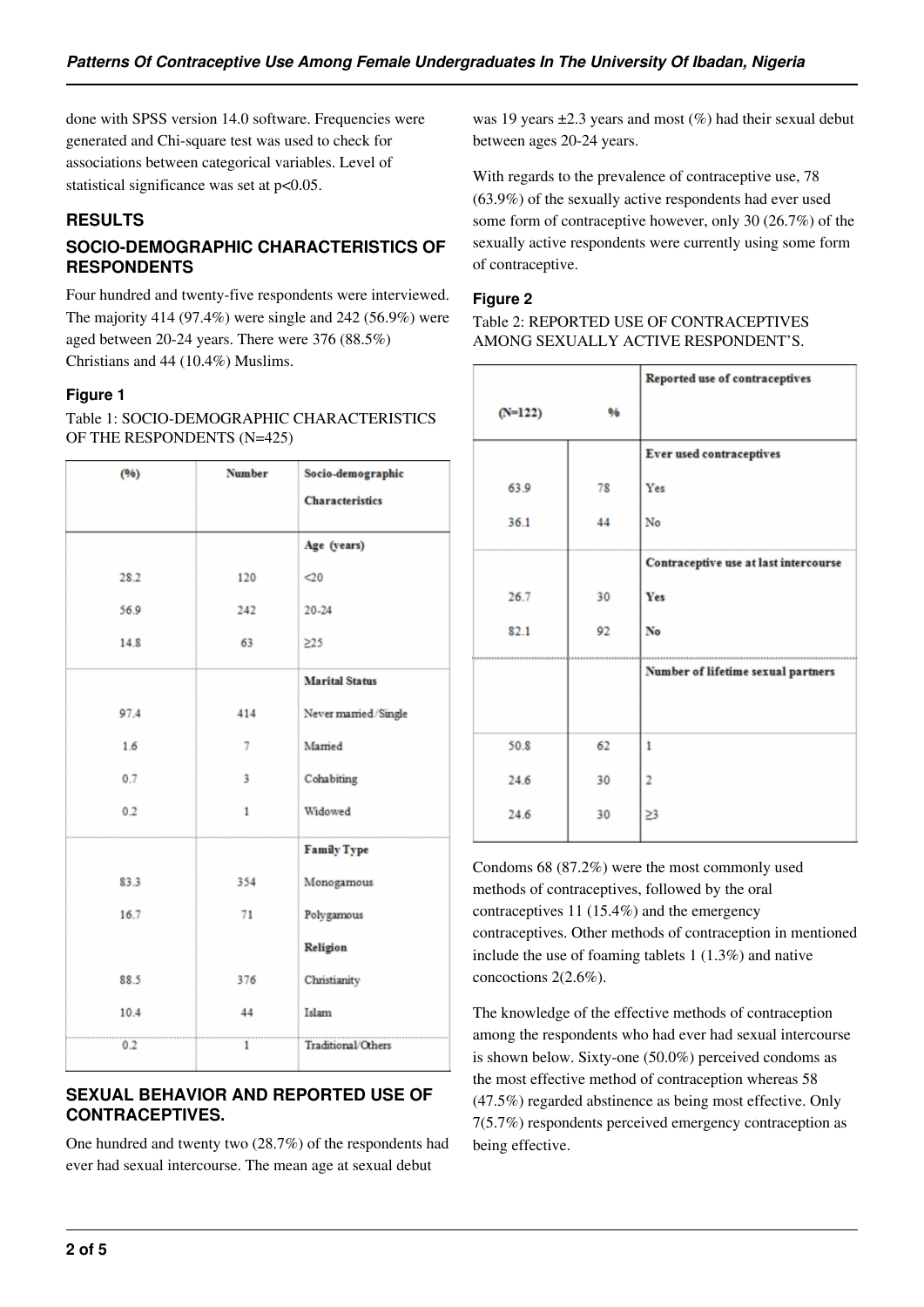done with SPSS version 14.0 software. Frequencies were generated and Chi-square test was used to check for associations between categorical variables. Level of statistical significance was set at $p<0.05$.

## RESULTS

### SOCIO-DEMOGRAPHIC CHARACTERISTICS OF RESPONDENTS

Four hundred and twenty-five respondents were interviewed. The majority 414 (97.4%) were single and 242 (56.9%) were aged between 20-24 years. There were 376 (88.5%) Christians and 44 (10.4%) Muslims.

#### Figure 1

Table 1: SOCIO-DEMOGRAPHIC CHARACTERISTICS OF THE RESPONDENTS (N=425)

| (%) | Number | Socio-demographic Characteristics |
|---|---|---|
| | | **Age (years)** |
| 28.2 | 120 | <20 |
| 56.9 | 242 | 20-24 |
| 14.8 | 63 | ≥25 |
| | | **Marital Status** |
| 97.4 | 414 | Never married/Single |
| 1.6 | 7 | Married |
| 0.7 | 3 | Cohabiting |
| 0.2 | 1 | Widowed |
| | | **Family Type** |
| 83.3 | 354 | Monogamous |
| 16.7 | 71 | Polygamous |
| | | **Religion** |
| 88.5 | 376 | Christianity |
| 10.4 | 44 | Islam |
| 0.2 | 1 | Traditional/Others |

### SEXUAL BEHAVIOR AND REPORTED USE OF CONTRACEPTIVES.

One hundred and twenty two (28.7%) of the respondents had ever had sexual intercourse. The mean age at sexual debut was 19 years ±2.3 years and most (%) had their sexual debut between ages 20-24 years.

With regards to the prevalence of contraceptive use, 78 (63.9%) of the sexually active respondents had ever used some form of contraceptive however, only 30 (26.7%) of the sexually active respondents were currently using some form of contraceptive.

#### Figure 2

Table 2: REPORTED USE OF CONTRACEPTIVES AMONG SEXUALLY ACTIVE RESPONDENT'S.

| (N=122) | % | Reported use of contraceptives |
|---|---|---|
| | | **Ever used contraceptives** |
| 63.9 | 78 | Yes |
| 36.1 | 44 | No |
| | | **Contraceptive use at last intercourse** |
| 26.7 | 30 | **Yes** |
| 82.1 | 92 | **No** |
| | | **Number of lifetime sexual partners** |
| 50.8 | 62 | 1 |
| 24.6 | 30 | 2 |
| 24.6 | 30 | ≥3 |

Condoms 68 (87.2%) were the most commonly used methods of contraceptives, followed by the oral contraceptives 11 (15.4%) and the emergency contraceptives. Other methods of contraception in mentioned include the use of foaming tablets 1 (1.3%) and native concoctions 2(2.6%).

The knowledge of the effective methods of contraception among the respondents who had ever had sexual intercourse is shown below. Sixty-one (50.0%) perceived condoms as the most effective method of contraception whereas 58 (47.5%) regarded abstinence as being most effective. Only 7(5.7%) respondents perceived emergency contraception as being effective.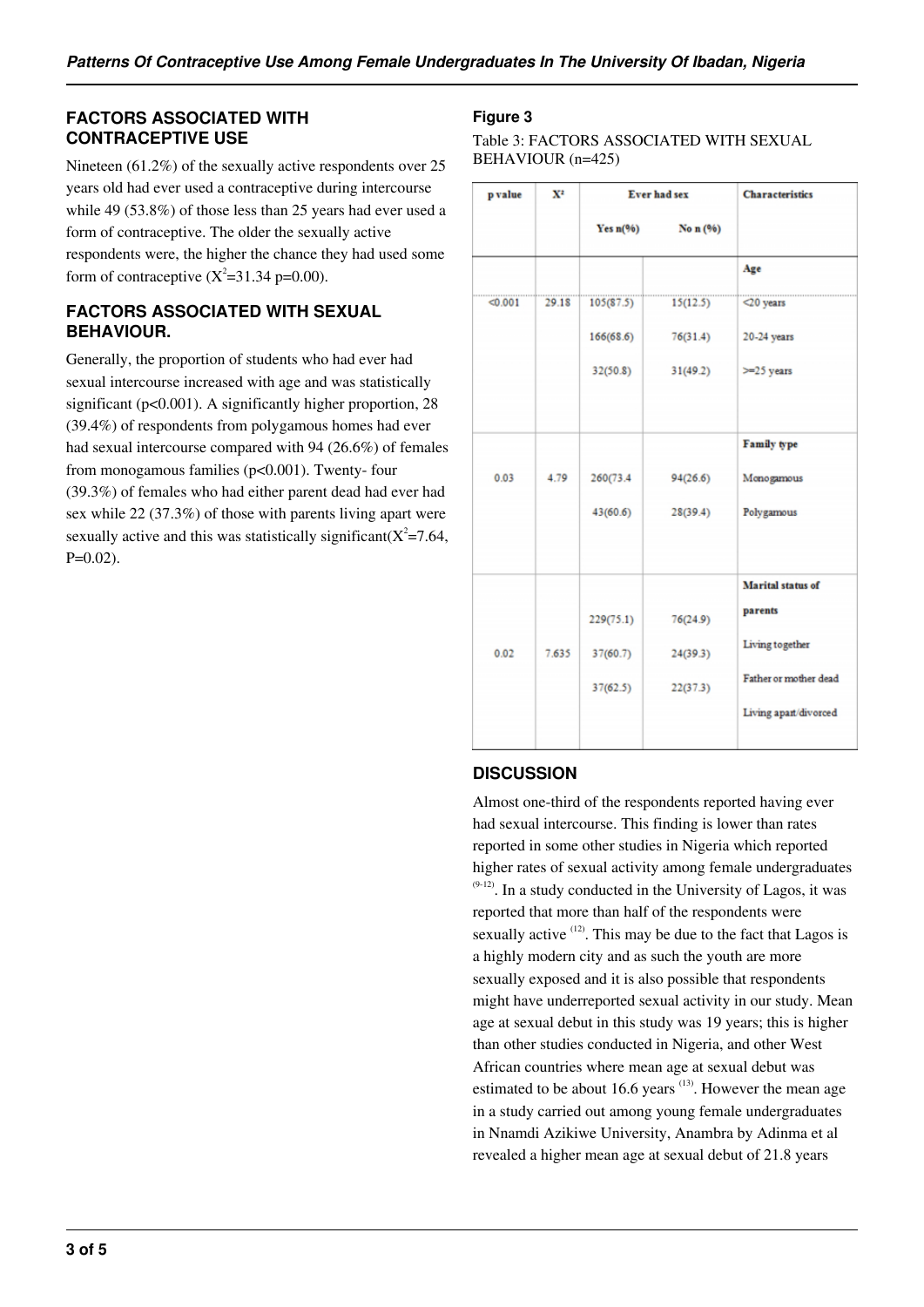## FACTORS ASSOCIATED WITH CONTRACEPTIVE USE

Nineteen (61.2%) of the sexually active respondents over 25 years old had ever used a contraceptive during intercourse while 49 (53.8%) of those less than 25 years had ever used a form of contraceptive. The older the sexually active respondents were, the higher the chance they had used some form of contraceptive ($X^2$=31.34 p=0.00).

## FACTORS ASSOCIATED WITH SEXUAL BEHAVIOUR.

Generally, the proportion of students who had ever had sexual intercourse increased with age and was statistically significant (p<0.001). A significantly higher proportion, 28 (39.4%) of respondents from polygamous homes had ever had sexual intercourse compared with 94 (26.6%) of females from monogamous families (p<0.001). Twenty- four (39.3%) of females who had either parent dead had ever had sex while 22 (37.3%) of those with parents living apart were sexually active and this was statistically significant($X^2$=7.64, P=0.02).

**Figure 3**

Table 3: FACTORS ASSOCIATED WITH SEXUAL BEHAVIOUR (n=425)

| p value | $X^2$ | Ever had sex | | Characteristics |
|---|---|---|---|---|
| | | Yes n(%) | No n (%) | |
| | | | | **Age** |
| <0.001 | 29.18 | 105(87.5) | 15(12.5) | <20 years |
| | | 166(68.6) | 76(31.4) | 20-24 years |
| | | 32(50.8) | 31(49.2) | >=25 years |
| | | | | **Family type** |
| 0.03 | 4.79 | 260(73.4 | 94(26.6) | Monogamous |
| | | 43(60.6) | 28(39.4) | Polygamous |
| | | | | **Marital status of parents** |
| | | 229(75.1) | 76(24.9) | Living together |
| 0.02 | 7.635 | 37(60.7) | 24(39.3) | Father or mother dead |
| | | 37(62.5) | 22(37.3) | Living apart/divorced |

## DISCUSSION

Almost one-third of the respondents reported having ever had sexual intercourse. This finding is lower than rates reported in some other studies in Nigeria which reported higher rates of sexual activity among female undergraduates [9-12]. In a study conducted in the University of Lagos, it was reported that more than half of the respondents were sexually active [12]. This may be due to the fact that Lagos is a highly modern city and as such the youth are more sexually exposed and it is also possible that respondents might have underreported sexual activity in our study. Mean age at sexual debut in this study was 19 years; this is higher than other studies conducted in Nigeria, and other West African countries where mean age at sexual debut was estimated to be about 16.6 years [13]. However the mean age in a study carried out among young female undergraduates in Nnamdi Azikiwe University, Anambra by Adinma et al revealed a higher mean age at sexual debut of 21.8 years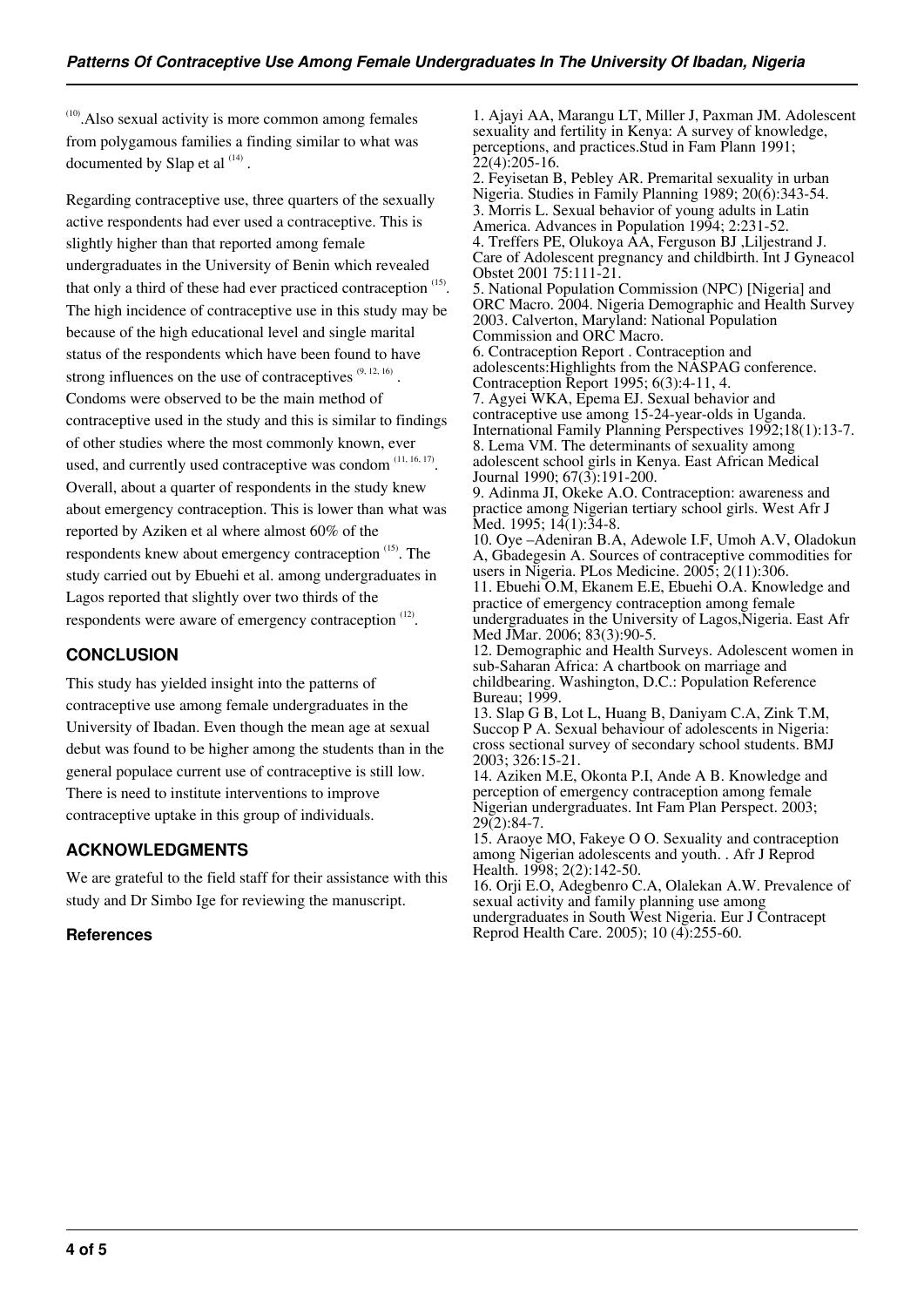[10].Also sexual activity is more common among females from polygamous families a finding similar to what was documented by Slap et al [14] .

Regarding contraceptive use, three quarters of the sexually active respondents had ever used a contraceptive. This is slightly higher than that reported among female undergraduates in the University of Benin which revealed that only a third of these had ever practiced contraception [15]. The high incidence of contraceptive use in this study may be because of the high educational level and single marital status of the respondents which have been found to have strong influences on the use of contraceptives [9, 12, 16] . Condoms were observed to be the main method of contraceptive used in the study and this is similar to findings of other studies where the most commonly known, ever used, and currently used contraceptive was condom [11, 16, 17]. Overall, about a quarter of respondents in the study knew about emergency contraception. This is lower than what was reported by Aziken et al where almost 60% of the respondents knew about emergency contraception [15]. The study carried out by Ebuehi et al. among undergraduates in Lagos reported that slightly over two thirds of the respondents were aware of emergency contraception [12].

## CONCLUSION

This study has yielded insight into the patterns of contraceptive use among female undergraduates in the University of Ibadan. Even though the mean age at sexual debut was found to be higher among the students than in the general populace current use of contraceptive is still low. There is need to institute interventions to improve contraceptive uptake in this group of individuals.

## ACKNOWLEDGMENTS

We are grateful to the field staff for their assistance with this study and Dr Simbo Ige for reviewing the manuscript.

### References

1. Ajayi AA, Marangu LT, Miller J, Paxman JM. Adolescent sexuality and fertility in Kenya: A survey of knowledge, perceptions, and practices.Stud in Fam Plann 1991; 22(4):205-16.
2. Feyisetan B, Pebley AR. Premarital sexuality in urban Nigeria. Studies in Family Planning 1989; 20(6):343-54.
3. Morris L. Sexual behavior of young adults in Latin America. Advances in Population 1994; 2:231-52.
4. Treffers PE, Olukoya AA, Ferguson BJ ,Liljestrand J. Care of Adolescent pregnancy and childbirth. Int J Gyneacol Obstet 2001 75:111-21.
5. National Population Commission (NPC) [Nigeria] and ORC Macro. 2004. Nigeria Demographic and Health Survey 2003. Calverton, Maryland: National Population Commission and ORC Macro.
6. Contraception Report . Contraception and adolescents:Highlights from the NASPAG conference. Contraception Report 1995; 6(3):4-11, 4.
7. Agyei WKA, Epema EJ. Sexual behavior and contraceptive use among 15-24-year-olds in Uganda. International Family Planning Perspectives 1992;18(1):13-7.
8. Lema VM. The determinants of sexuality among adolescent school girls in Kenya. East African Medical Journal 1990; 67(3):191-200.
9. Adinma JI, Okeke A.O. Contraception: awareness and practice among Nigerian tertiary school girls. West Afr J Med. 1995; 14(1):34-8.
10. Oye –Adeniran B.A, Adewole I.F, Umoh A.V, Oladokun A, Gbadegesin A. Sources of contraceptive commodities for users in Nigeria. PLos Medicine. 2005; 2(11):306.
11. Ebuehi O.M, Ekanem E.E, Ebuehi O.A. Knowledge and practice of emergency contraception among female undergraduates in the University of Lagos,Nigeria. East Afr Med JMar. 2006; 83(3):90-5.
12. Demographic and Health Surveys. Adolescent women in sub-Saharan Africa: A chartbook on marriage and childbearing. Washington, D.C.: Population Reference Bureau; 1999.
13. Slap G B, Lot L, Huang B, Daniyam C.A, Zink T.M, Succop P A. Sexual behaviour of adolescents in Nigeria: cross sectional survey of secondary school students. BMJ 2003; 326:15-21.
14. Aziken M.E, Okonta P.I, Ande A B. Knowledge and perception of emergency contraception among female Nigerian undergraduates. Int Fam Plan Perspect. 2003; 29(2):84-7.
15. Araoye MO, Fakeye O O. Sexuality and contraception among Nigerian adolescents and youth. . Afr J Reprod Health. 1998; 2(2):142-50.
16. Orji E.O, Adegbenro C.A, Olalekan A.W. Prevalence of sexual activity and family planning use among undergraduates in South West Nigeria. Eur J Contracept Reprod Health Care. 2005); 10 (4):255-60.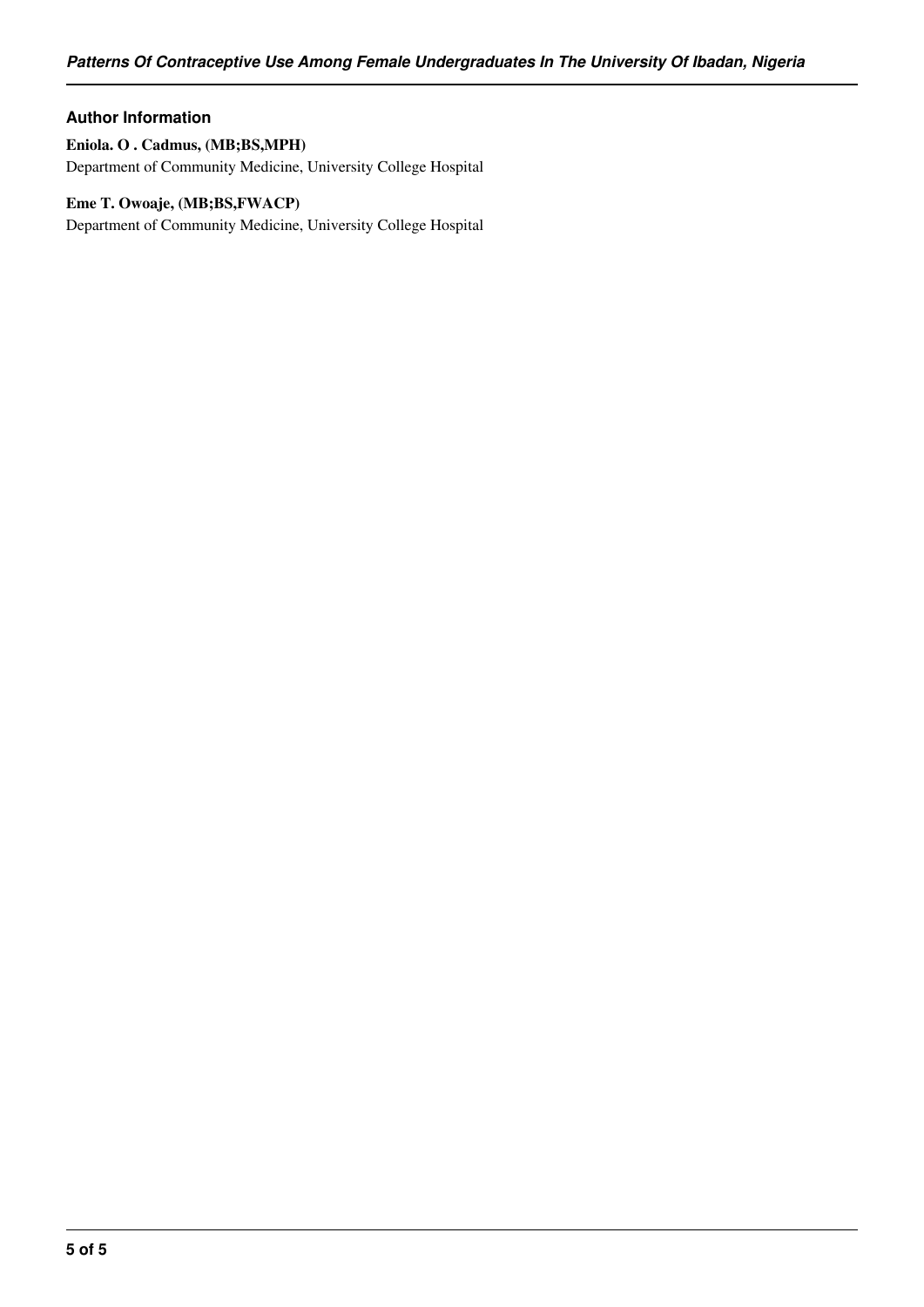## Author Information

**Eniola. O . Cadmus, (MB;BS,MPH)**
Department of Community Medicine, University College Hospital

**Eme T. Owoaje, (MB;BS,FWACP)**
Department of Community Medicine, University College Hospital